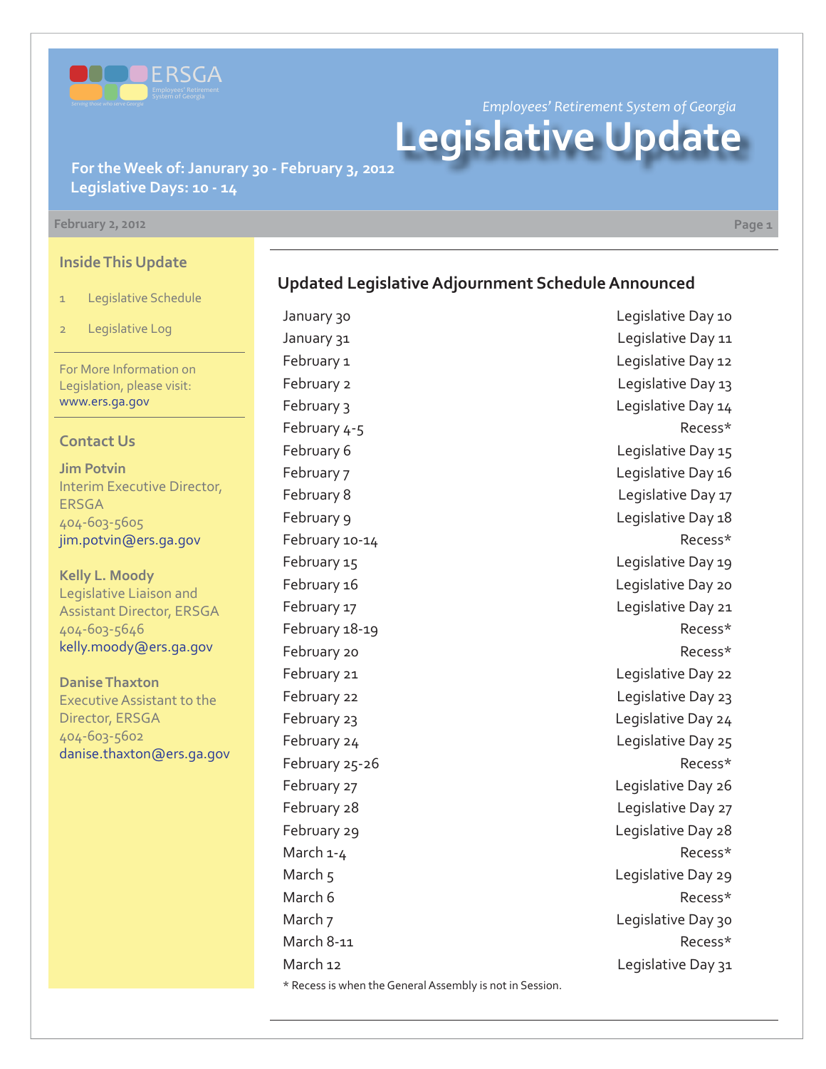ERSGA

Employees' Retirement System of Georgia

Serving those who serve Georgia

*Employees' Retirement System of Georgia*

# Legislative Update

**For the Week of: Janurary 30 - February 3, 2012**
**Legislative Days: 10 - 14**

February 2, 2012

## Inside This Update

1 Legislative Schedule

2 Legislative Log

For More Information on Legislation, please visit: www.ers.ga.gov

## Contact Us

**Jim Potvin**
Interim Executive Director, ERSGA
404-603-5605
jim.potvin@ers.ga.gov

**Kelly L. Moody**
Legislative Liaison and Assistant Director, ERSGA
404-603-5646
kelly.moody@ers.ga.gov

**Danise Thaxton**
Executive Assistant to the Director, ERSGA
404-603-5602
danise.thaxton@ers.ga.gov

## Updated Legislative Adjournment Schedule Announced

| | |
|---|---|
| January 30 | Legislative Day 10 |
| January 31 | Legislative Day 11 |
| February 1 | Legislative Day 12 |
| February 2 | Legislative Day 13 |
| February 3 | Legislative Day 14 |
| February 4-5 | Recess* |
| February 6 | Legislative Day 15 |
| February 7 | Legislative Day 16 |
| February 8 | Legislative Day 17 |
| February 9 | Legislative Day 18 |
| February 10-14 | Recess* |
| February 15 | Legislative Day 19 |
| February 16 | Legislative Day 20 |
| February 17 | Legislative Day 21 |
| February 18-19 | Recess* |
| February 20 | Recess* |
| February 21 | Legislative Day 22 |
| February 22 | Legislative Day 23 |
| February 23 | Legislative Day 24 |
| February 24 | Legislative Day 25 |
| February 25-26 | Recess* |
| February 27 | Legislative Day 26 |
| February 28 | Legislative Day 27 |
| February 29 | Legislative Day 28 |
| March 1-4 | Recess* |
| March 5 | Legislative Day 29 |
| March 6 | Recess* |
| March 7 | Legislative Day 30 |
| March 8-11 | Recess* |
| March 12 | Legislative Day 31 |

* Recess is when the General Assembly is not in Session.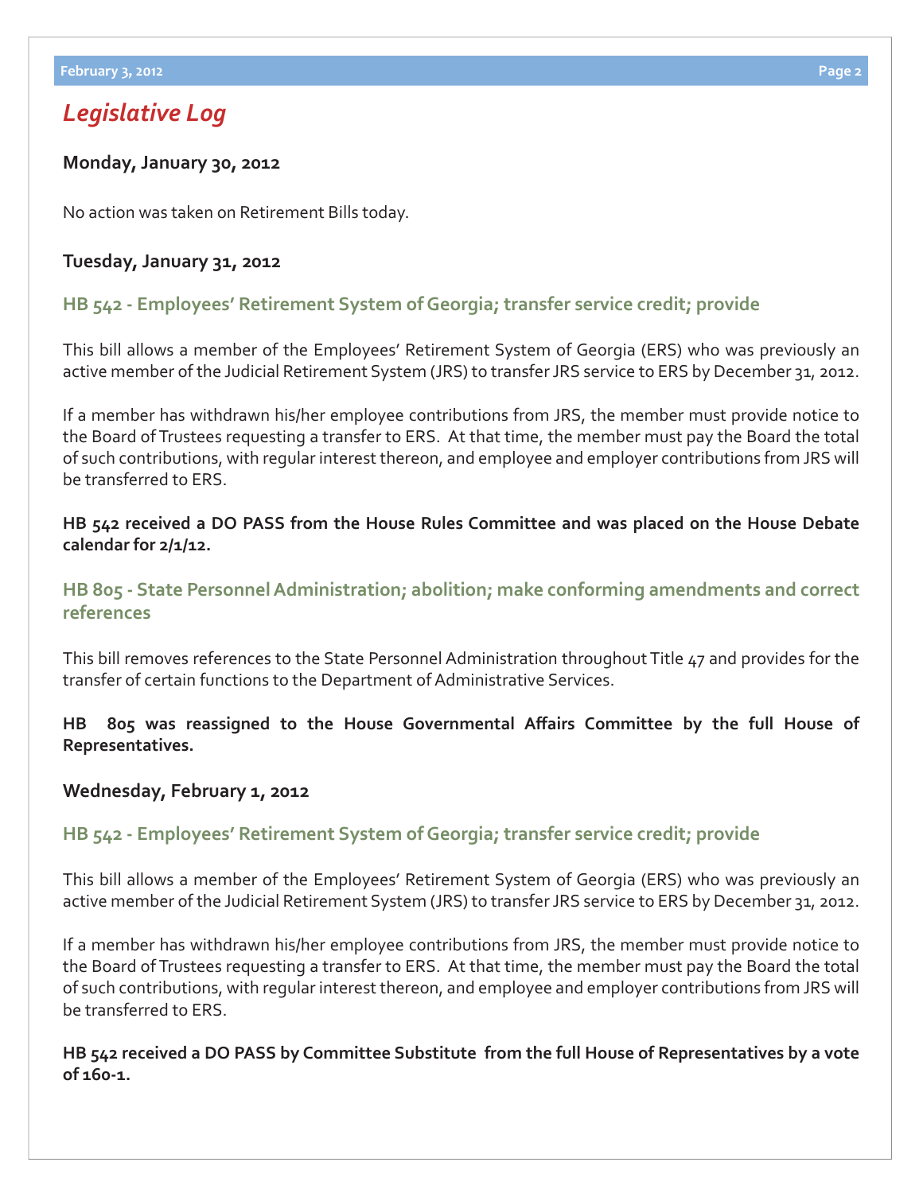# *Legislative Log*

### Monday, January 30, 2012

No action was taken on Retirement Bills today.

### Tuesday, January 31, 2012

#### HB 542 - Employees' Retirement System of Georgia; transfer service credit; provide

This bill allows a member of the Employees' Retirement System of Georgia (ERS) who was previously an active member of the Judicial Retirement System (JRS) to transfer JRS service to ERS by December 31, 2012.

If a member has withdrawn his/her employee contributions from JRS, the member must provide notice to the Board of Trustees requesting a transfer to ERS. At that time, the member must pay the Board the total of such contributions, with regular interest thereon, and employee and employer contributions from JRS will be transferred to ERS.

**HB 542 received a DO PASS from the House Rules Committee and was placed on the House Debate calendar for 2/1/12.**

#### HB 805 - State Personnel Administration; abolition; make conforming amendments and correct references

This bill removes references to the State Personnel Administration throughout Title 47 and provides for the transfer of certain functions to the Department of Administrative Services.

**HB 805 was reassigned to the House Governmental Affairs Committee by the full House of Representatives.**

### Wednesday, February 1, 2012

#### HB 542 - Employees' Retirement System of Georgia; transfer service credit; provide

This bill allows a member of the Employees' Retirement System of Georgia (ERS) who was previously an active member of the Judicial Retirement System (JRS) to transfer JRS service to ERS by December 31, 2012.

If a member has withdrawn his/her employee contributions from JRS, the member must provide notice to the Board of Trustees requesting a transfer to ERS. At that time, the member must pay the Board the total of such contributions, with regular interest thereon, and employee and employer contributions from JRS will be transferred to ERS.

**HB 542 received a DO PASS by Committee Substitute from the full House of Representatives by a vote of 160-1.**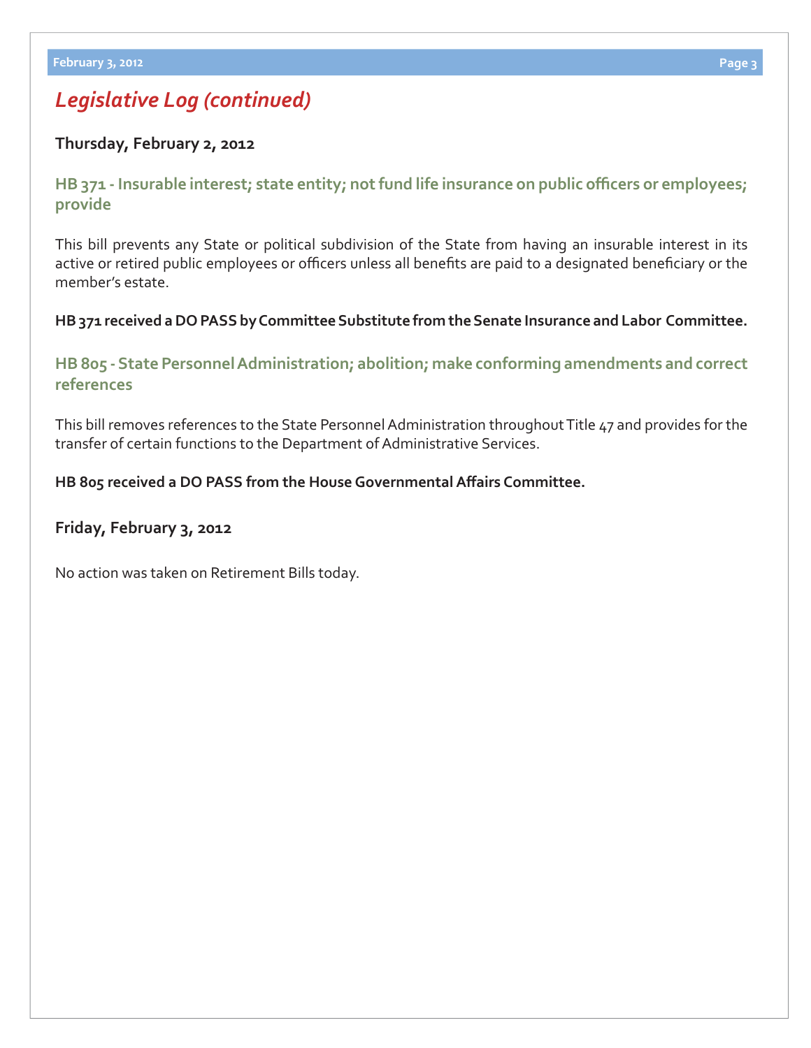## *Legislative Log (continued)*

**Thursday, February 2, 2012**

### HB 371 - Insurable interest; state entity; not fund life insurance on public officers or employees; provide

This bill prevents any State or political subdivision of the State from having an insurable interest in its active or retired public employees or officers unless all benefits are paid to a designated beneficiary or the member's estate.

**HB 371 received a DO PASS by Committee Substitute from the Senate Insurance and Labor Committee.**

### HB 805 - State Personnel Administration; abolition; make conforming amendments and correct references

This bill removes references to the State Personnel Administration throughout Title 47 and provides for the transfer of certain functions to the Department of Administrative Services.

**HB 805 received a DO PASS from the House Governmental Affairs Committee.**

**Friday, February 3, 2012**

No action was taken on Retirement Bills today.